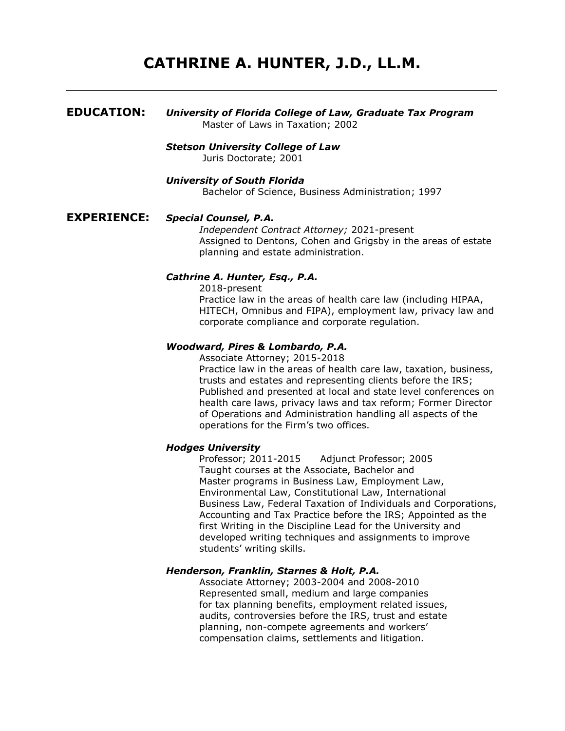# CATHRINE A. HUNTER, J.D., LL.M.

---

## EDUCATION:

***University of Florida College of Law, Graduate Tax Program***
Master of Laws in Taxation; 2002

***Stetson University College of Law***
Juris Doctorate; 2001

***University of South Florida***
Bachelor of Science, Business Administration; 1997

## EXPERIENCE:

***Special Counsel, P.A.***
*Independent Contract Attorney;* 2021-present
Assigned to Dentons, Cohen and Grigsby in the areas of estate planning and estate administration.

***Cathrine A. Hunter, Esq., P.A.***
2018-present
Practice law in the areas of health care law (including HIPAA, HITECH, Omnibus and FIPA), employment law, privacy law and corporate compliance and corporate regulation.

***Woodward, Pires & Lombardo, P.A.***
Associate Attorney; 2015-2018
Practice law in the areas of health care law, taxation, business, trusts and estates and representing clients before the IRS; Published and presented at local and state level conferences on health care laws, privacy laws and tax reform; Former Director of Operations and Administration handling all aspects of the operations for the Firm's two offices.

***Hodges University***
Professor; 2011-2015 Adjunct Professor; 2005
Taught courses at the Associate, Bachelor and Master programs in Business Law, Employment Law, Environmental Law, Constitutional Law, International Business Law, Federal Taxation of Individuals and Corporations, Accounting and Tax Practice before the IRS; Appointed as the first Writing in the Discipline Lead for the University and developed writing techniques and assignments to improve students' writing skills.

***Henderson, Franklin, Starnes & Holt, P.A.***
Associate Attorney; 2003-2004 and 2008-2010
Represented small, medium and large companies for tax planning benefits, employment related issues, audits, controversies before the IRS, trust and estate planning, non-compete agreements and workers' compensation claims, settlements and litigation.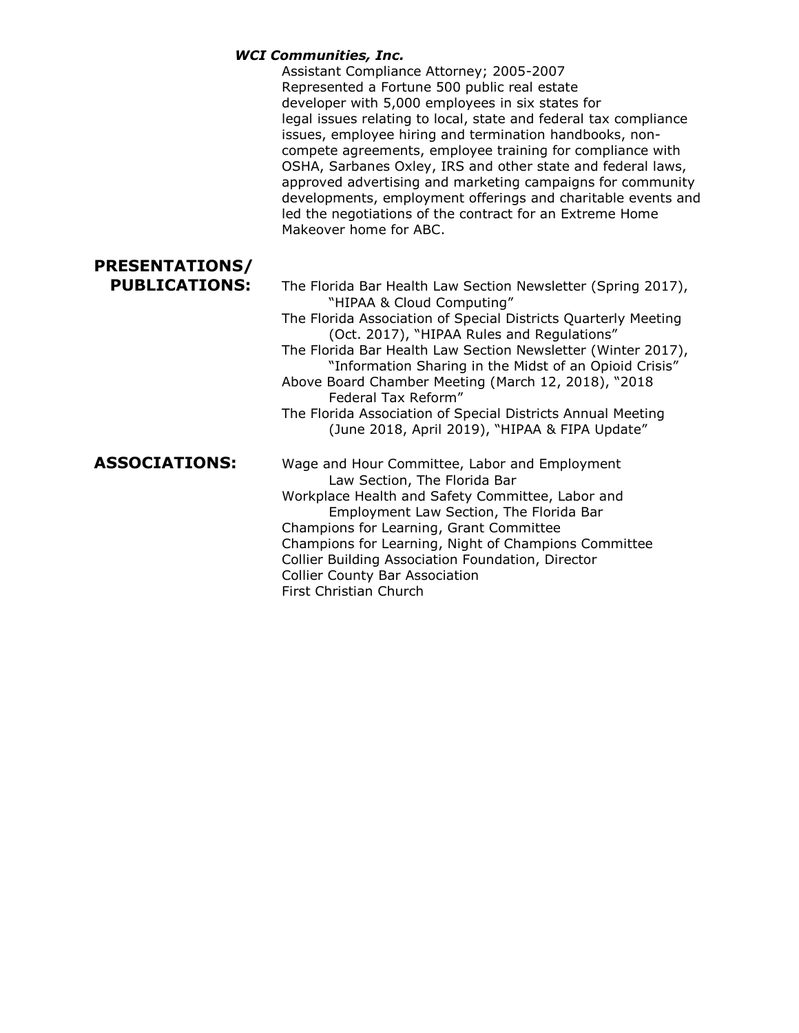***WCI Communities, Inc.***

Assistant Compliance Attorney; 2005-2007
Represented a Fortune 500 public real estate developer with 5,000 employees in six states for legal issues relating to local, state and federal tax compliance issues, employee hiring and termination handbooks, non-compete agreements, employee training for compliance with OSHA, Sarbanes Oxley, IRS and other state and federal laws, approved advertising and marketing campaigns for community developments, employment offerings and charitable events and led the negotiations of the contract for an Extreme Home Makeover home for ABC.

## PRESENTATIONS/ PUBLICATIONS:

The Florida Bar Health Law Section Newsletter (Spring 2017), "HIPAA & Cloud Computing"

The Florida Association of Special Districts Quarterly Meeting (Oct. 2017), "HIPAA Rules and Regulations"

The Florida Bar Health Law Section Newsletter (Winter 2017), "Information Sharing in the Midst of an Opioid Crisis"

Above Board Chamber Meeting (March 12, 2018), "2018 Federal Tax Reform"

The Florida Association of Special Districts Annual Meeting (June 2018, April 2019), "HIPAA & FIPA Update"

## ASSOCIATIONS:

Wage and Hour Committee, Labor and Employment Law Section, The Florida Bar

Workplace Health and Safety Committee, Labor and Employment Law Section, The Florida Bar

Champions for Learning, Grant Committee

Champions for Learning, Night of Champions Committee

Collier Building Association Foundation, Director

Collier County Bar Association

First Christian Church